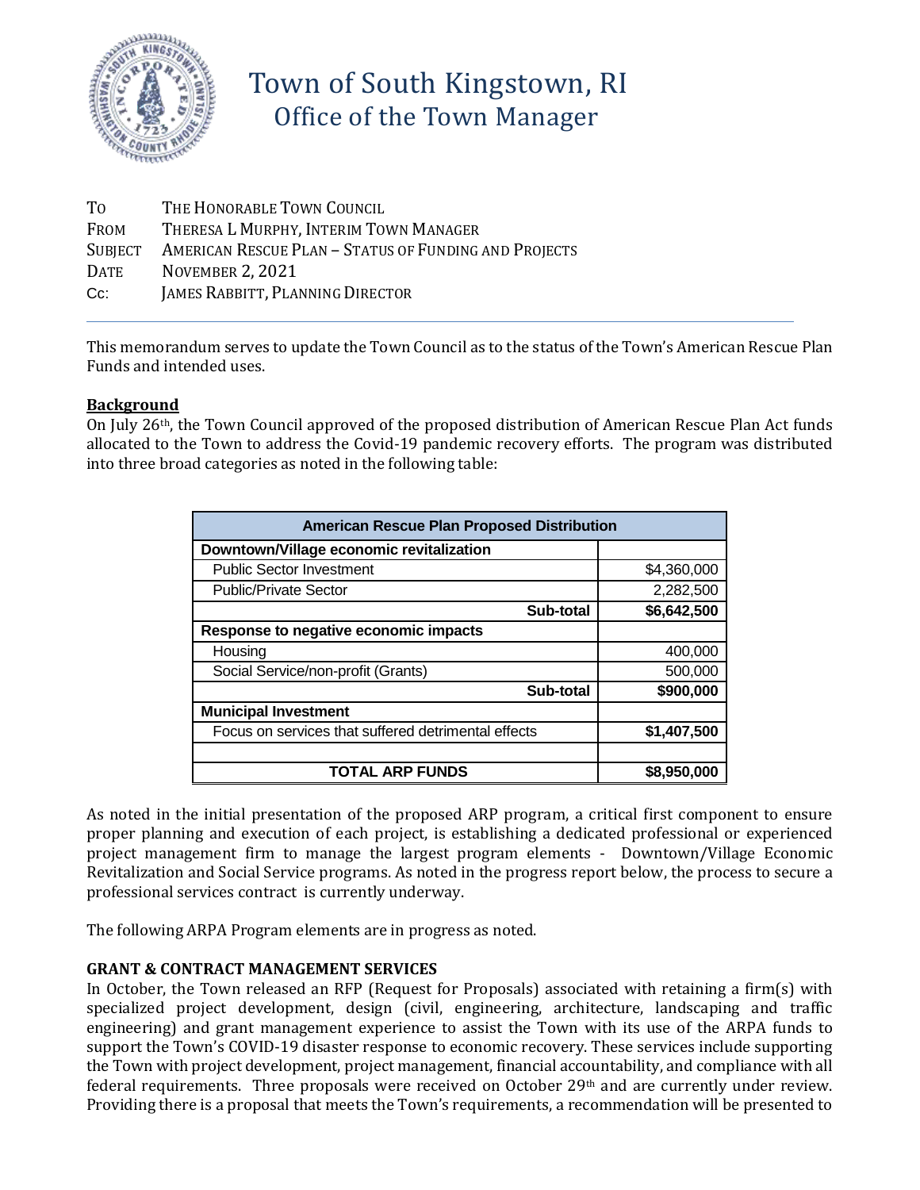# Town of South Kingstown, RI
## Office of the Town Manager

| | |
|---|---|
| To | The Honorable Town Council |
| From | Theresa L Murphy, Interim Town Manager |
| Subject | American Rescue Plan – Status of Funding and Projects |
| Date | November 2, 2021 |
| Cc: | James Rabbitt, Planning Director |

This memorandum serves to update the Town Council as to the status of the Town's American Rescue Plan Funds and intended uses.

**Background**

On July 26th, the Town Council approved of the proposed distribution of American Rescue Plan Act funds allocated to the Town to address the Covid-19 pandemic recovery efforts. The program was distributed into three broad categories as noted in the following table:

| American Rescue Plan Proposed Distribution | |
|---|---|
| **Downtown/Village economic revitalization** | |
| Public Sector Investment | $4,360,000 |
| Public/Private Sector | 2,282,500 |
| **Sub-total** | **$6,642,500** |
| **Response to negative economic impacts** | |
| Housing | 400,000 |
| Social Service/non-profit (Grants) | 500,000 |
| **Sub-total** | **$900,000** |
| **Municipal Investment** | |
| Focus on services that suffered detrimental effects | **$1,407,500** |
| | |
| **TOTAL ARP FUNDS** | **$8,950,000** |

As noted in the initial presentation of the proposed ARP program, a critical first component to ensure proper planning and execution of each project, is establishing a dedicated professional or experienced project management firm to manage the largest program elements - Downtown/Village Economic Revitalization and Social Service programs. As noted in the progress report below, the process to secure a professional services contract is currently underway.

The following ARPA Program elements are in progress as noted.

**GRANT & CONTRACT MANAGEMENT SERVICES**

In October, the Town released an RFP (Request for Proposals) associated with retaining a firm(s) with specialized project development, design (civil, engineering, architecture, landscaping and traffic engineering) and grant management experience to assist the Town with its use of the ARPA funds to support the Town's COVID-19 disaster response to economic recovery. These services include supporting the Town with project development, project management, financial accountability, and compliance with all federal requirements. Three proposals were received on October 29th and are currently under review. Providing there is a proposal that meets the Town's requirements, a recommendation will be presented to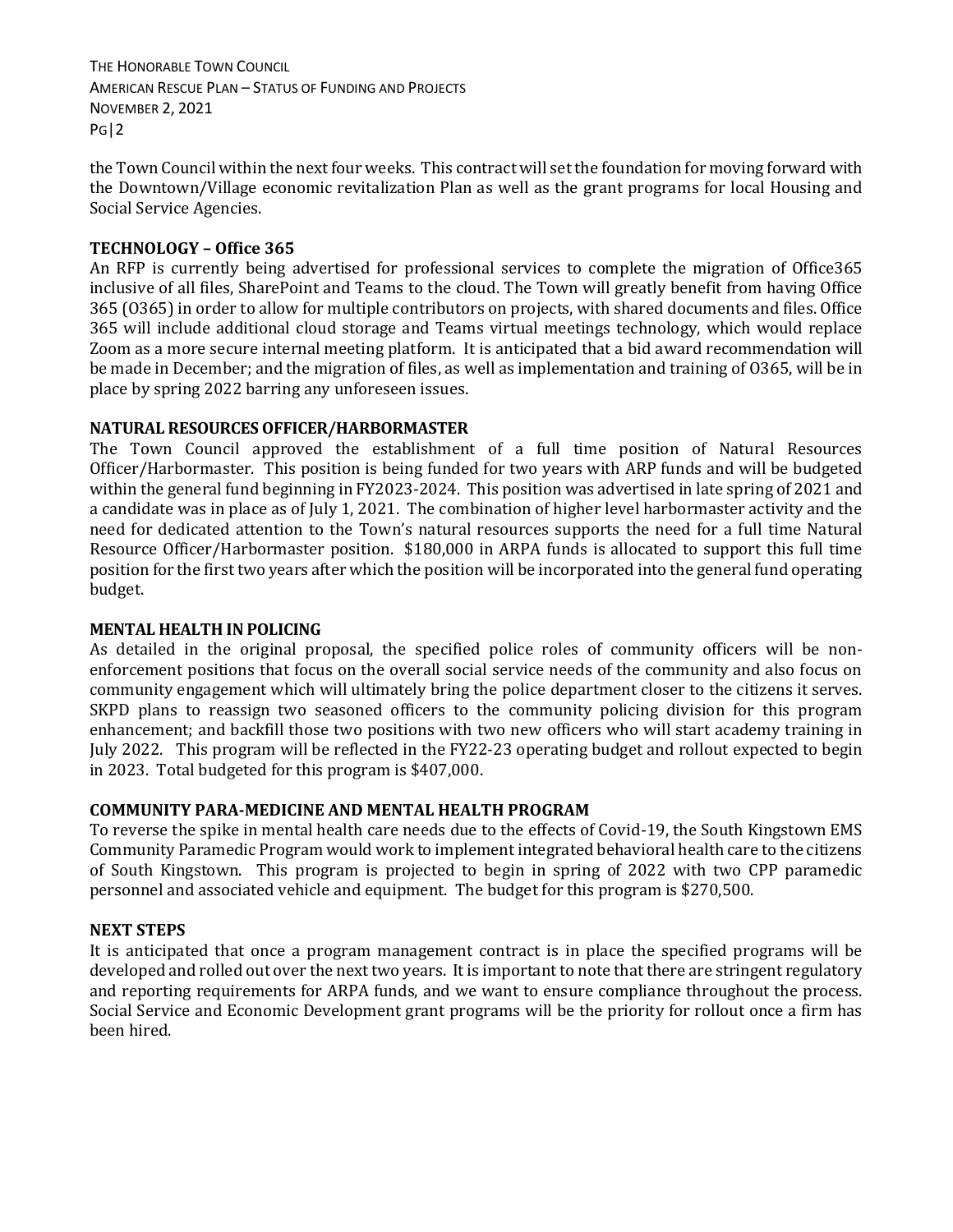the Town Council within the next four weeks. This contract will set the foundation for moving forward with the Downtown/Village economic revitalization Plan as well as the grant programs for local Housing and Social Service Agencies.

**TECHNOLOGY – Office 365**

An RFP is currently being advertised for professional services to complete the migration of Office365 inclusive of all files, SharePoint and Teams to the cloud. The Town will greatly benefit from having Office 365 (O365) in order to allow for multiple contributors on projects, with shared documents and files. Office 365 will include additional cloud storage and Teams virtual meetings technology, which would replace Zoom as a more secure internal meeting platform. It is anticipated that a bid award recommendation will be made in December; and the migration of files, as well as implementation and training of O365, will be in place by spring 2022 barring any unforeseen issues.

**NATURAL RESOURCES OFFICER/HARBORMASTER**

The Town Council approved the establishment of a full time position of Natural Resources Officer/Harbormaster. This position is being funded for two years with ARP funds and will be budgeted within the general fund beginning in FY2023-2024. This position was advertised in late spring of 2021 and a candidate was in place as of July 1, 2021. The combination of higher level harbormaster activity and the need for dedicated attention to the Town's natural resources supports the need for a full time Natural Resource Officer/Harbormaster position. $180,000 in ARPA funds is allocated to support this full time position for the first two years after which the position will be incorporated into the general fund operating budget.

**MENTAL HEALTH IN POLICING**

As detailed in the original proposal, the specified police roles of community officers will be non-enforcement positions that focus on the overall social service needs of the community and also focus on community engagement which will ultimately bring the police department closer to the citizens it serves. SKPD plans to reassign two seasoned officers to the community policing division for this program enhancement; and backfill those two positions with two new officers who will start academy training in July 2022. This program will be reflected in the FY22-23 operating budget and rollout expected to begin in 2023. Total budgeted for this program is $407,000.

**COMMUNITY PARA-MEDICINE AND MENTAL HEALTH PROGRAM**

To reverse the spike in mental health care needs due to the effects of Covid-19, the South Kingstown EMS Community Paramedic Program would work to implement integrated behavioral health care to the citizens of South Kingstown. This program is projected to begin in spring of 2022 with two CPP paramedic personnel and associated vehicle and equipment. The budget for this program is $270,500.

**NEXT STEPS**

It is anticipated that once a program management contract is in place the specified programs will be developed and rolled out over the next two years. It is important to note that there are stringent regulatory and reporting requirements for ARPA funds, and we want to ensure compliance throughout the process. Social Service and Economic Development grant programs will be the priority for rollout once a firm has been hired.